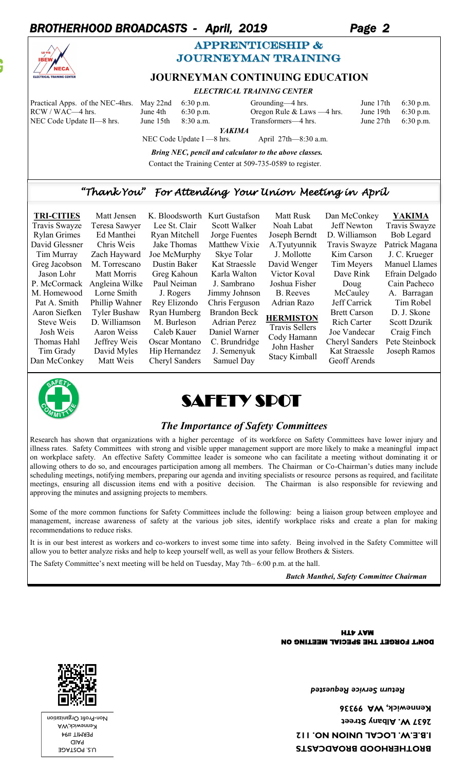## APPRENTICESHIP & JOURNEYMAN TRAINING

### JOURNEYMAN CONTINUING EDUCATION

*ELECTRICAL TRAINING CENTER*

| | | | | | |
|---|---|---|---|---|---|
| Practical Apps. of the NEC-4hrs. | May 22nd | 6:30 p.m. | Grounding—4 hrs. | June 17th | 6:30 p.m. |
| RCW / WAC—4 hrs. | June 4th | 6:30 p.m. | Oregon Rule & Laws —4 hrs. | June 19th | 6:30 p.m. |
| NEC Code Update II—8 hrs. | June 15th | 8:30 a.m. | Transformers—4 hrs. | June 27th | 6:30 p.m. |

*YAKIMA*

NEC Code Update I —8 hrs. April 27th—8:30 a.m.

***Bring NEC, pencil and calculator to the above classes.***

Contact the Training Center at 509-735-0589 to register.

## *"Thank You" For Attending Your Union Meeting in April*

**TRI-CITIES**

Travis Swayze, Rylan Grimes, David Glessner, Tim Murray, Greg Jacobson, Jason Lohr, P. McCormack, M. Homewood, Pat A. Smith, Aaron Siefken, Steve Weis, Josh Weis, Thomas Hahl, Tim Grady, Dan McConkey, Matt Jensen, Teresa Sawyer, Ed Manthei, Chris Weis, Zach Hayward, M. Torrescano, Matt Morris, Angleina Wilke, Lorne Smith, Phillip Wahner, Tyler Bushaw, D. Williamson, Aaron Weiss, Jeffrey Weis, David Myles, Matt Weis, K. Bloodsworth, Lee St. Clair, Ryan Mitchell, Jake Thomas, Joe McMurphy, Dustin Baker, Greg Kahoun, Paul Neiman, J. Rogers, Rey Elizondo, Ryan Humberg, M. Burleson, Caleb Kauer, Oscar Montano, Hip Hernandez, Cheryl Sanders, Kurt Gustafson, Scott Walker, Jorge Fuentes, Matthew Vixie, Skye Tolar, Kat Straessle, Karla Walton, J. Sambrano, Jimmy Johnson, Chris Ferguson, Brandon Beck, Adrian Perez, Daniel Warner, C. Brundridge, J. Semenyuk, Samuel Day, Matt Rusk, Noah Labat, Joseph Berndt, A.Tyutyunnik, J. Mollotte, David Wenger, Victor Koval, Joshua Fisher, B. Reeves, Adrian Razo

**HERMISTON**

Travis Sellers, Cody Hamann, John Hasher, Stacy Kimball, Dan McConkey, Jeff Newton, D. Williamson, Travis Swayze, Kim Carson, Tim Meyers, Dave Rink, Doug McCauley, Jeff Carrick, Brett Carson, Rich Carter, Joe Vandecar, Cheryl Sanders, Kat Straessle, Geoff Arends

**YAKIMA**

Travis Swayze, Bob Legard, Patrick Magana, J. C. Krueger, Manuel Llames, Efrain Delgado, Cain Pacheco, A. Barragan, Tim Robel, D. J. Skone, Scott Dzurik, Craig Finch, Pete Steinbock, Joseph Ramos

## SAFETY SPOT

### *The Importance of Safety Committees*

Research has shown that organizations with a higher percentage of its workforce on Safety Committees have lower injury and illness rates. Safety Committees with strong and visible upper management support are more likely to make a meaningful impact on workplace safety. An effective Safety Committee leader is someone who can facilitate a meeting without dominating it or allowing others to do so, and encourages participation among all members. The Chairman or Co-Chairman's duties many include scheduling meetings, notifying members, preparing our agenda and inviting specialists or resource persons as required, and facilitate meetings, ensuring all discussion items end with a positive decision. The Chairman is also responsible for reviewing and approving the minutes and assigning projects to members.

Some of the more common functions for Safety Committees include the following: being a liaison group between employee and management, increase awareness of safety at the various job sites, identify workplace risks and create a plan for making recommendations to reduce risks.

It is in our best interest as workers and co-workers to invest some time into safety. Being involved in the Safety Committee will allow you to better analyze risks and help to keep yourself well, as well as your fellow Brothers & Sisters.

The Safety Committee's next meeting will be held on Tuesday, May 7th– 6:00 p.m. at the hall.

*Butch Manthei, Safety Committee Chairman*

**DON'T FORGET THE SPECIAL MEETING ON MAY 4TH**

**BROTHERHOOD BROADCASTS**
**I.B.E.W. LOCAL UNION NO. 112**
**2637 W. Albany Street**
**Kennewick, WA 99336**

*Return Service Requested*

Non-Profit Organization
U.S. POSTAGE
PAID
PERMIT #94
Kennewick,WA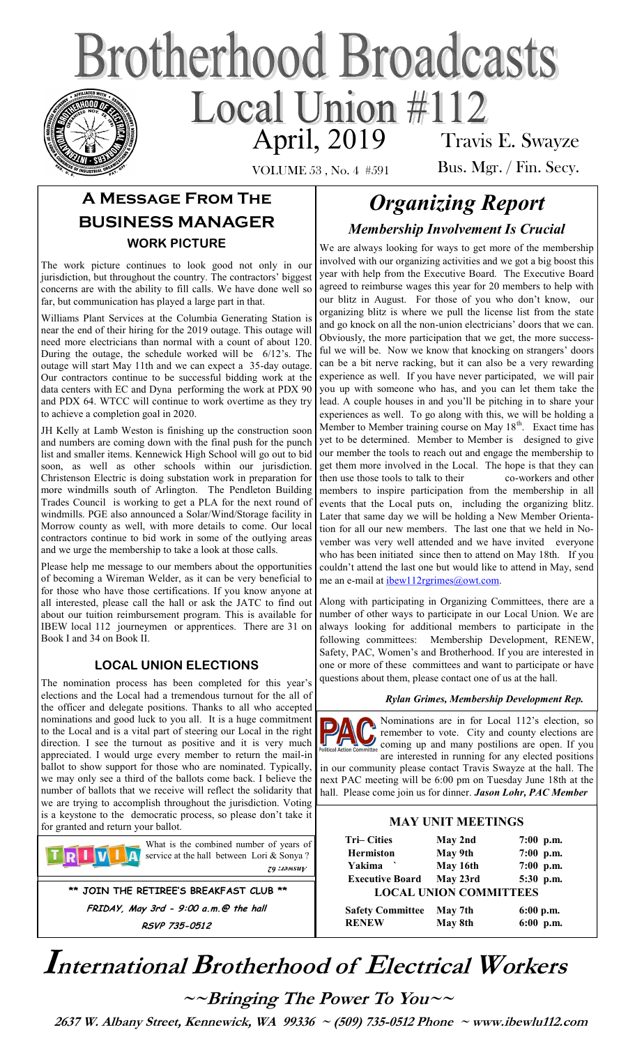# Brotherhood Broadcasts

## Local Union #112

April, 2019

VOLUME 53 , No. 4 #591

Travis E. Swayze

Bus. Mgr. / Fin. Secy.

## A Message From The Business Manager

### WORK PICTURE

The work picture continues to look good not only in our jurisdiction, but throughout the country. The contractors' biggest concerns are with the ability to fill calls. We have done well so far, but communication has played a large part in that.

Williams Plant Services at the Columbia Generating Station is near the end of their hiring for the 2019 outage. This outage will need more electricians than normal with a count of about 120. During the outage, the schedule worked will be 6/12's. The outage will start May 11th and we can expect a 35-day outage. Our contractors continue to be successful bidding work at the data centers with EC and Dyna performing the work at PDX 90 and PDX 64. WTCC will continue to work overtime as they try to achieve a completion goal in 2020.

JH Kelly at Lamb Weston is finishing up the construction soon and numbers are coming down with the final push for the punch list and smaller items. Kennewick High School will go out to bid soon, as well as other schools within our jurisdiction. Christenson Electric is doing substation work in preparation for more windmills south of Arlington. The Pendleton Building Trades Council is working to get a PLA for the next round of windmills. PGE also announced a Solar/Wind/Storage facility in Morrow county as well, with more details to come. Our local contractors continue to bid work in some of the outlying areas and we urge the membership to take a look at those calls.

Please help me message to our members about the opportunities of becoming a Wireman Welder, as it can be very beneficial to for those who have those certifications. If you know anyone at all interested, please call the hall or ask the JATC to find out about our tuition reimbursement program. This is available for IBEW local 112 journeymen or apprentices. There are 31 on Book I and 34 on Book II.

### LOCAL UNION ELECTIONS

The nomination process has been completed for this year's elections and the Local had a tremendous turnout for the all of the officer and delegate positions. Thanks to all who accepted nominations and good luck to you all. It is a huge commitment to the Local and is a vital part of steering our Local in the right direction. I see the turnout as positive and it is very much appreciated. I would urge every member to return the mail-in ballot to show support for those who are nominated. Typically, we may only see a third of the ballots come back. I believe the number of ballots that we receive will reflect the solidarity that we are trying to accomplish throughout the jurisdiction. Voting is a keystone to the democratic process, so please don't take it for granted and return your ballot.

TRIVIA

What is the combined number of years of service at the hall between Lori & Sonya?

Answer: 62

**\*\* JOIN THE RETIREE'S BREAKFAST CLUB \*\***

**FRIDAY, May 3rd - 9:00 a.m.@ the hall**

**RSVP 735-0512**

# *Organizing Report*

## *Membership Involvement Is Crucial*

We are always looking for ways to get more of the membership involved with our organizing activities and we got a big boost this year with help from the Executive Board. The Executive Board agreed to reimburse wages this year for 20 members to help with our blitz in August. For those of you who don't know, our organizing blitz is where we pull the license list from the state and go knock on all the non-union electricians' doors that we can. Obviously, the more participation that we get, the more successful we will be. Now we know that knocking on strangers' doors can be a bit nerve racking, but it can also be a very rewarding experience as well. If you have never participated, we will pair you up with someone who has, and you can let them take the lead. A couple houses in and you'll be pitching in to share your experiences as well. To go along with this, we will be holding a Member to Member training course on May 18th. Exact time has yet to be determined. Member to Member is designed to give our member the tools to reach out and engage the membership to get them more involved in the Local. The hope is that they can then use those tools to talk to their co-workers and other members to inspire participation from the membership in all events that the Local puts on, including the organizing blitz. Later that same day we will be holding a New Member Orientation for all our new members. The last one that we held in November was very well attended and we have invited everyone who has been initiated since then to attend on May 18th. If you couldn't attend the last one but would like to attend in May, send me an e-mail at ibew112rgrimes@owt.com.

Along with participating in Organizing Committees, there are a number of other ways to participate in our Local Union. We are always looking for additional members to participate in the following committees: Membership Development, RENEW, Safety, PAC, Women's and Brotherhood. If you are interested in one or more of these committees and want to participate or have questions about them, please contact one of us at the hall.

***Rylan Grimes, Membership Development Rep.***

Nominations are in for Local 112's election, so remember to vote. City and county elections are coming up and many postilions are open. If you are interested in running for any elected positions in our community please contact Travis Swayze at the hall. The next PAC meeting will be 6:00 pm on Tuesday June 18th at the hall. Please come join us for dinner. ***Jason Lohr, PAC Member***

### MAY UNIT MEETINGS

| | | |
|---|---|---|
| **Tri– Cities** | **May 2nd** | **7:00 p.m.** |
| **Hermiston** | **May 9th** | **7:00 p.m.** |
| **Yakima** | **May 16th** | **7:00 p.m.** |
| **Executive Board** | **May 23rd** | **5:30 p.m.** |
| **LOCAL UNION COMMITTEES** | | |
| **Safety Committee** | **May 7th** | **6:00 p.m.** |
| **RENEW** | **May 8th** | **6:00 p.m.** |

# International Brotherhood of Electrical Workers

**~~Bringing The Power To You~~**

**2637 W. Albany Street, Kennewick, WA 99336 ~ (509) 735-0512 Phone ~ www.ibewlu112.com**